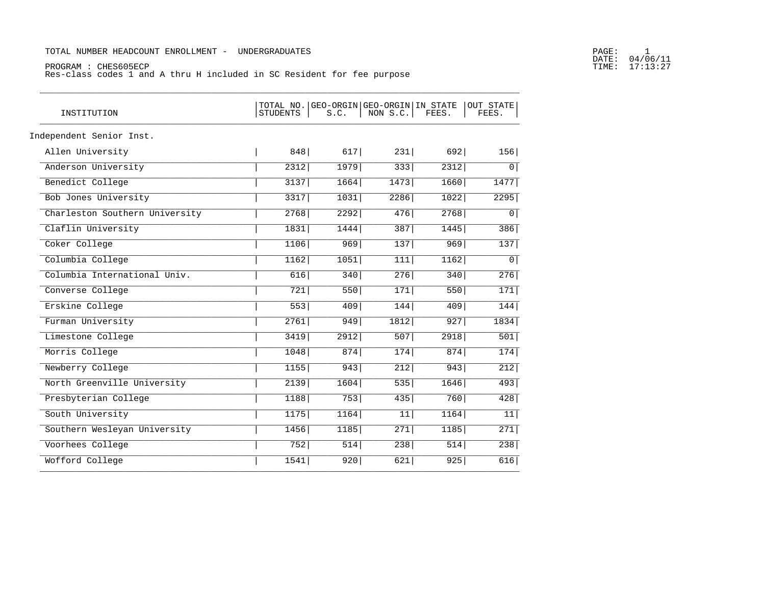TOTAL NUMBER HEADCOUNT ENROLLMENT - UNDERGRADUATES

PROGRAM : CHES605ECP
Res-class codes 1 and A thru H included in SC Resident for fee purpose

PAGE: 1
DATE: 04/06/11
TIME: 17:13:27

| INSTITUTION | TOTAL NO. STUDENTS | GEO-ORGIN S.C. | GEO-ORGIN NON S.C. | IN STATE FEES. | OUT STATE FEES. |
|---|---|---|---|---|---|
| Independent Senior Inst. | | | | | |
| Allen University | 848 | 617 | 231 | 692 | 156 |
| Anderson University | 2312 | 1979 | 333 | 2312 | 0 |
| Benedict College | 3137 | 1664 | 1473 | 1660 | 1477 |
| Bob Jones University | 3317 | 1031 | 2286 | 1022 | 2295 |
| Charleston Southern University | 2768 | 2292 | 476 | 2768 | 0 |
| Claflin University | 1831 | 1444 | 387 | 1445 | 386 |
| Coker College | 1106 | 969 | 137 | 969 | 137 |
| Columbia College | 1162 | 1051 | 111 | 1162 | 0 |
| Columbia International Univ. | 616 | 340 | 276 | 340 | 276 |
| Converse College | 721 | 550 | 171 | 550 | 171 |
| Erskine College | 553 | 409 | 144 | 409 | 144 |
| Furman University | 2761 | 949 | 1812 | 927 | 1834 |
| Limestone College | 3419 | 2912 | 507 | 2918 | 501 |
| Morris College | 1048 | 874 | 174 | 874 | 174 |
| Newberry College | 1155 | 943 | 212 | 943 | 212 |
| North Greenville University | 2139 | 1604 | 535 | 1646 | 493 |
| Presbyterian College | 1188 | 753 | 435 | 760 | 428 |
| South University | 1175 | 1164 | 11 | 1164 | 11 |
| Southern Wesleyan University | 1456 | 1185 | 271 | 1185 | 271 |
| Voorhees College | 752 | 514 | 238 | 514 | 238 |
| Wofford College | 1541 | 920 | 621 | 925 | 616 |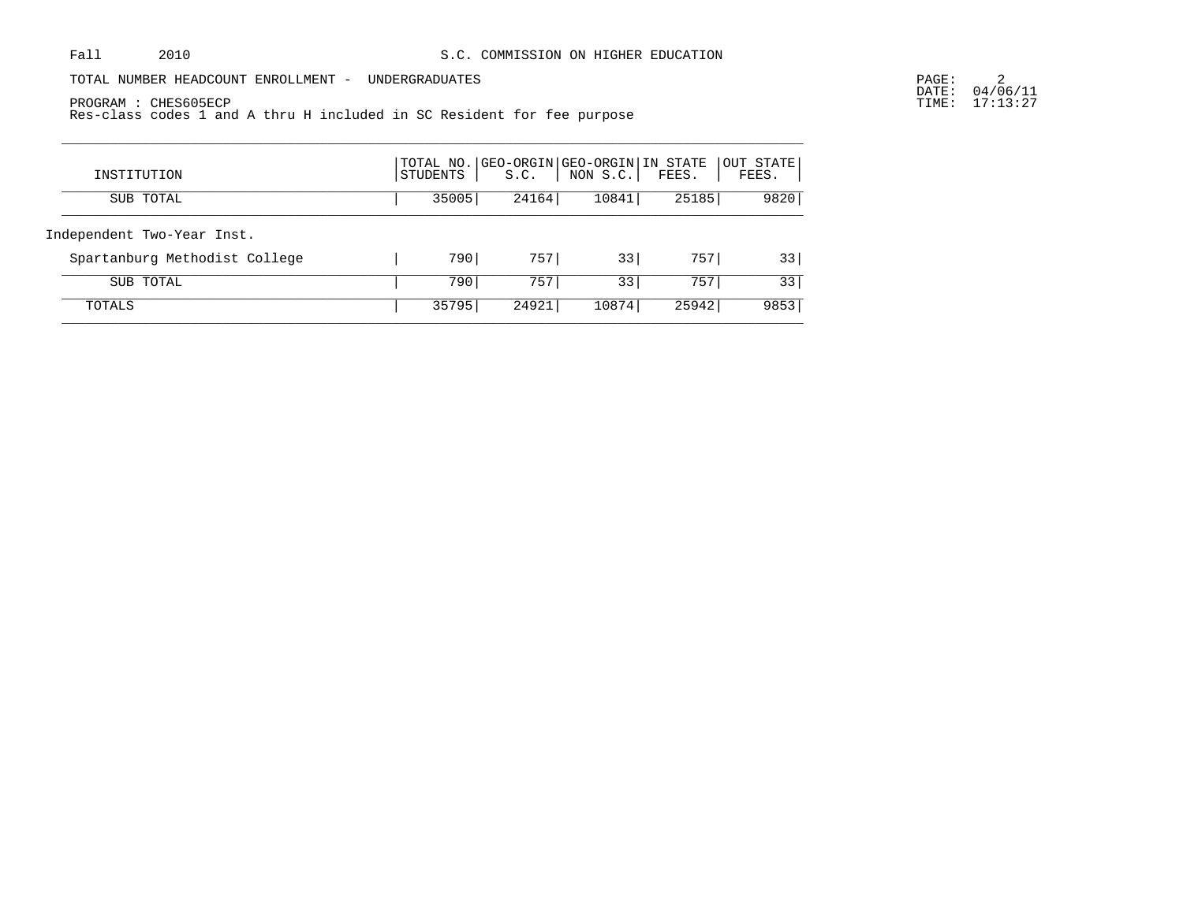Fall 2010 S.C. COMMISSION ON HIGHER EDUCATION

TOTAL NUMBER HEADCOUNT ENROLLMENT - UNDERGRADUATES

PROGRAM : CHES605ECP
Res-class codes 1 and A thru H included in SC Resident for fee purpose

| INSTITUTION | TOTAL NO. STUDENTS | GEO-ORGIN S.C. | GEO-ORGIN NON S.C. | IN STATE FEES. | OUT STATE FEES. |
|---|---|---|---|---|---|
| SUB TOTAL | 35005 | 24164 | 10841 | 25185 | 9820 |
| Independent Two-Year Inst. | | | | | |
| Spartanburg Methodist College | 790 | 757 | 33 | 757 | 33 |
| SUB TOTAL | 790 | 757 | 33 | 757 | 33 |
| TOTALS | 35795 | 24921 | 10874 | 25942 | 9853 |